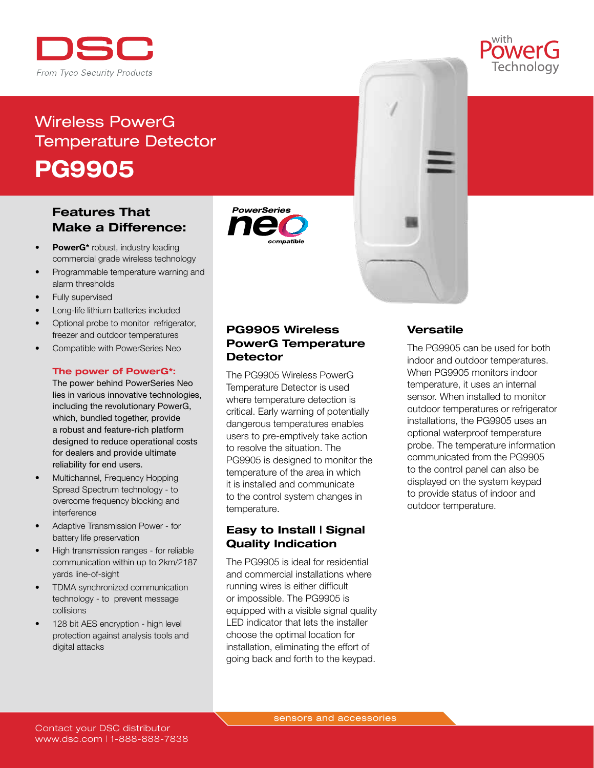DSC

*From Tyco Security Products*

with PowerG Technology

# Wireless PowerG Temperature Detector

# PG9905

## Features That Make a Difference:

- **PowerG*** robust, industry leading commercial grade wireless technology
- Programmable temperature warning and alarm thresholds
- Fully supervised
- Long-life lithium batteries included
- Optional probe to monitor refrigerator, freezer and outdoor temperatures
- Compatible with PowerSeries Neo

**The power of PowerG*:**

The power behind PowerSeries Neo lies in various innovative technologies, including the revolutionary PowerG, which, bundled together, provide a robust and feature-rich platform designed to reduce operational costs for dealers and provide ultimate reliability for end users.

- Multichannel, Frequency Hopping Spread Spectrum technology - to overcome frequency blocking and interference
- Adaptive Transmission Power - for battery life preservation
- High transmission ranges - for reliable communication within up to 2km/2187 yards line-of-sight
- TDMA synchronized communication technology - to prevent message collisions
- 128 bit AES encryption - high level protection against analysis tools and digital attacks

PowerSeries neo compatible

## PG9905 Wireless PowerG Temperature Detector

The PG9905 Wireless PowerG Temperature Detector is used where temperature detection is critical. Early warning of potentially dangerous temperatures enables users to pre-emptively take action to resolve the situation. The PG9905 is designed to monitor the temperature of the area in which it is installed and communicate to the control system changes in temperature.

## Easy to Install | Signal Quality Indication

The PG9905 is ideal for residential and commercial installations where running wires is either difficult or impossible. The PG9905 is equipped with a visible signal quality LED indicator that lets the installer choose the optimal location for installation, eliminating the effort of going back and forth to the keypad.

## Versatile

The PG9905 can be used for both indoor and outdoor temperatures. When PG9905 monitors indoor temperature, it uses an internal sensor. When installed to monitor outdoor temperatures or refrigerator installations, the PG9905 uses an optional waterproof temperature probe. The temperature information communicated from the PG9905 to the control panel can also be displayed on the system keypad to provide status of indoor and outdoor temperature.

sensors and accessories

Contact your DSC distributor
www.dsc.com | 1-888-888-7838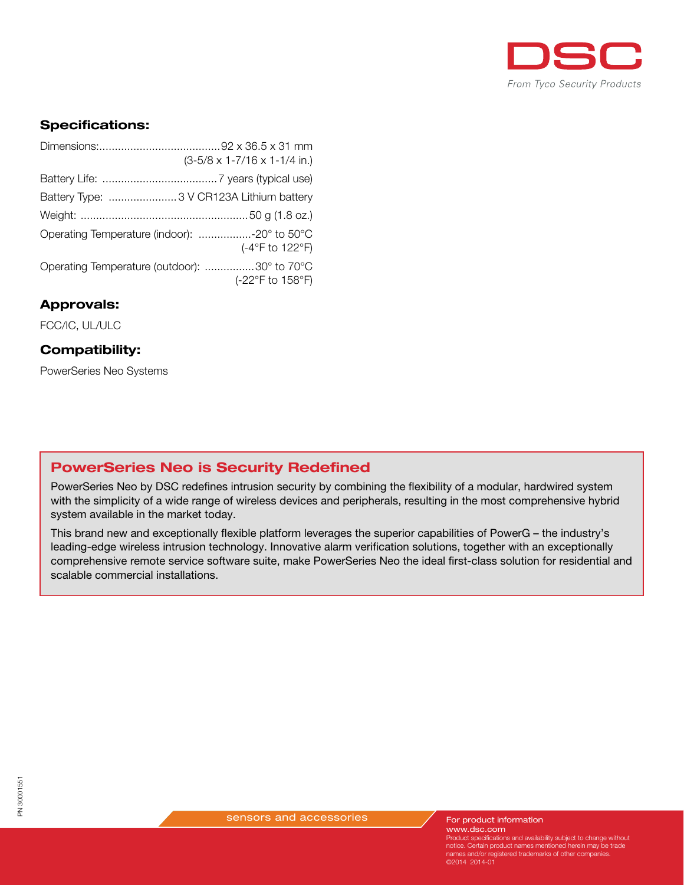DSC

*From Tyco Security Products*

## Specifications:

Dimensions:........................................92 x 36.5 x 31 mm (3-5/8 x 1-7/16 x 1-1/4 in.)

Battery Life: .....................................7 years (typical use)

Battery Type: ......................3 V CR123A Lithium battery

Weight: ......................................................50 g (1.8 oz.)

Operating Temperature (indoor): .................-20° to 50°C (-4°F to 122°F)

Operating Temperature (outdoor): ................30° to 70°C (-22°F to 158°F)

## Approvals:

FCC/IC, UL/ULC

## Compatibility:

PowerSeries Neo Systems

## PowerSeries Neo is Security Redefined

PowerSeries Neo by DSC redefines intrusion security by combining the flexibility of a modular, hardwired system with the simplicity of a wide range of wireless devices and peripherals, resulting in the most comprehensive hybrid system available in the market today.

This brand new and exceptionally flexible platform leverages the superior capabilities of PowerG – the industry's leading-edge wireless intrusion technology. Innovative alarm verification solutions, together with an exceptionally comprehensive remote service software suite, make PowerSeries Neo the ideal first-class solution for residential and scalable commercial installations.

PN 30001551

sensors and accessories

For product information
www.dsc.com
Product specifications and availability subject to change without notice. Certain product names mentioned herein may be trade names and/or registered trademarks of other companies.
©2014 2014-01